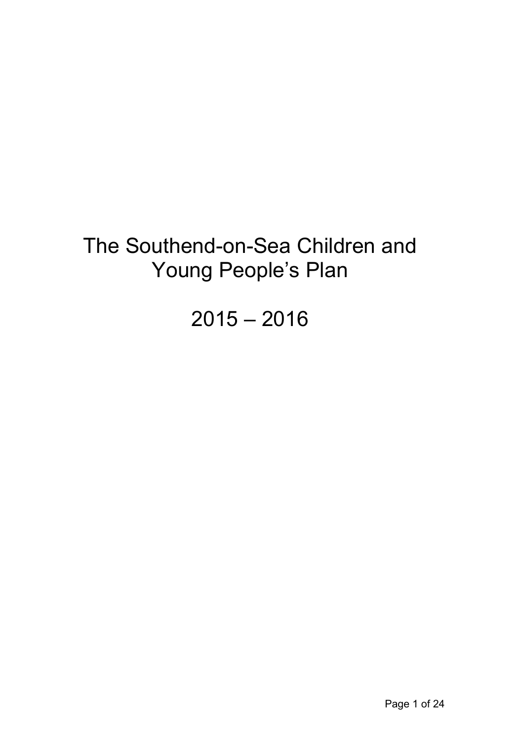# The Southend-on-Sea Children and Young People's Plan

# 2015 – 2016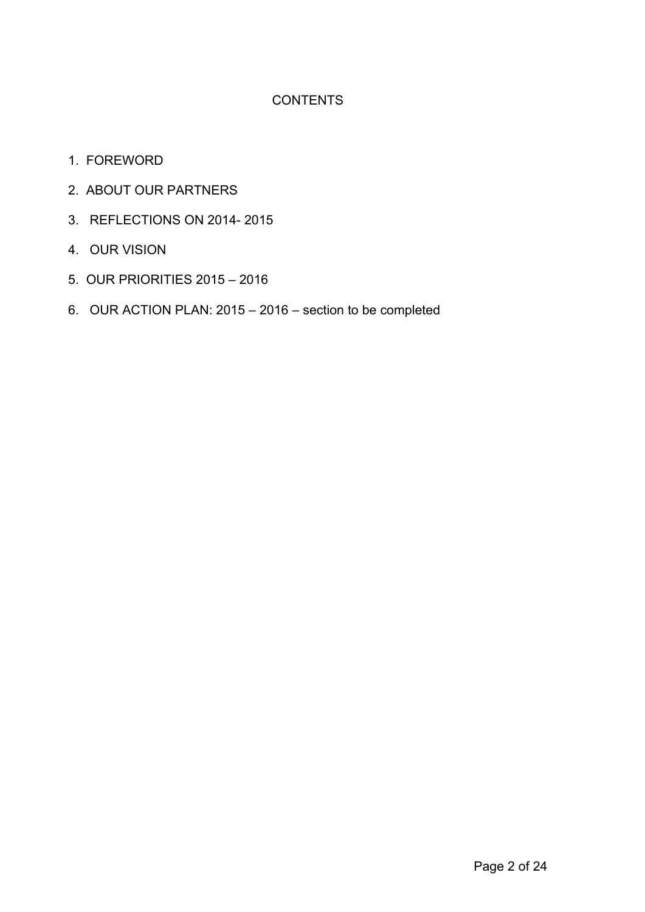# CONTENTS

1. FOREWORD
2. ABOUT OUR PARTNERS
3. REFLECTIONS ON 2014- 2015
4. OUR VISION
5. OUR PRIORITIES 2015 – 2016
6. OUR ACTION PLAN: 2015 – 2016 – section to be completed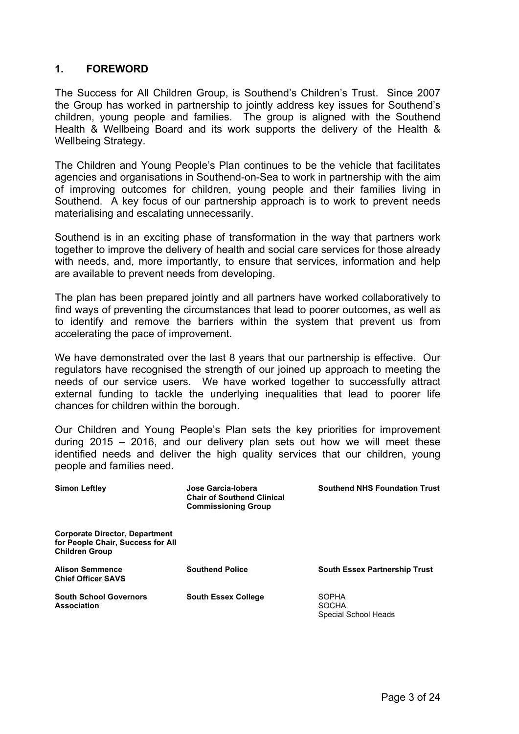## 1. FOREWORD

The Success for All Children Group, is Southend's Children's Trust. Since 2007 the Group has worked in partnership to jointly address key issues for Southend's children, young people and families. The group is aligned with the Southend Health & Wellbeing Board and its work supports the delivery of the Health & Wellbeing Strategy.

The Children and Young People's Plan continues to be the vehicle that facilitates agencies and organisations in Southend-on-Sea to work in partnership with the aim of improving outcomes for children, young people and their families living in Southend. A key focus of our partnership approach is to work to prevent needs materialising and escalating unnecessarily.

Southend is in an exciting phase of transformation in the way that partners work together to improve the delivery of health and social care services for those already with needs, and, more importantly, to ensure that services, information and help are available to prevent needs from developing.

The plan has been prepared jointly and all partners have worked collaboratively to find ways of preventing the circumstances that lead to poorer outcomes, as well as to identify and remove the barriers within the system that prevent us from accelerating the pace of improvement.

We have demonstrated over the last 8 years that our partnership is effective. Our regulators have recognised the strength of our joined up approach to meeting the needs of our service users. We have worked together to successfully attract external funding to tackle the underlying inequalities that lead to poorer life chances for children within the borough.

Our Children and Young People's Plan sets the key priorities for improvement during 2015 – 2016, and our delivery plan sets out how we will meet these identified needs and deliver the high quality services that our children, young people and families need.

| | | |
|---|---|---|
| **Simon Leftley** | **Jose Garcia-lobera**<br>**Chair of Southend Clinical Commissioning Group** | **Southend NHS Foundation Trust** |
| **Corporate Director, Department for People Chair, Success for All Children Group** | | |
| **Alison Semmence**<br>**Chief Officer SAVS** | **Southend Police** | **South Essex Partnership Trust** |
| **South School Governors Association** | **South Essex College** | SOPHA<br>SOCHA<br>Special School Heads |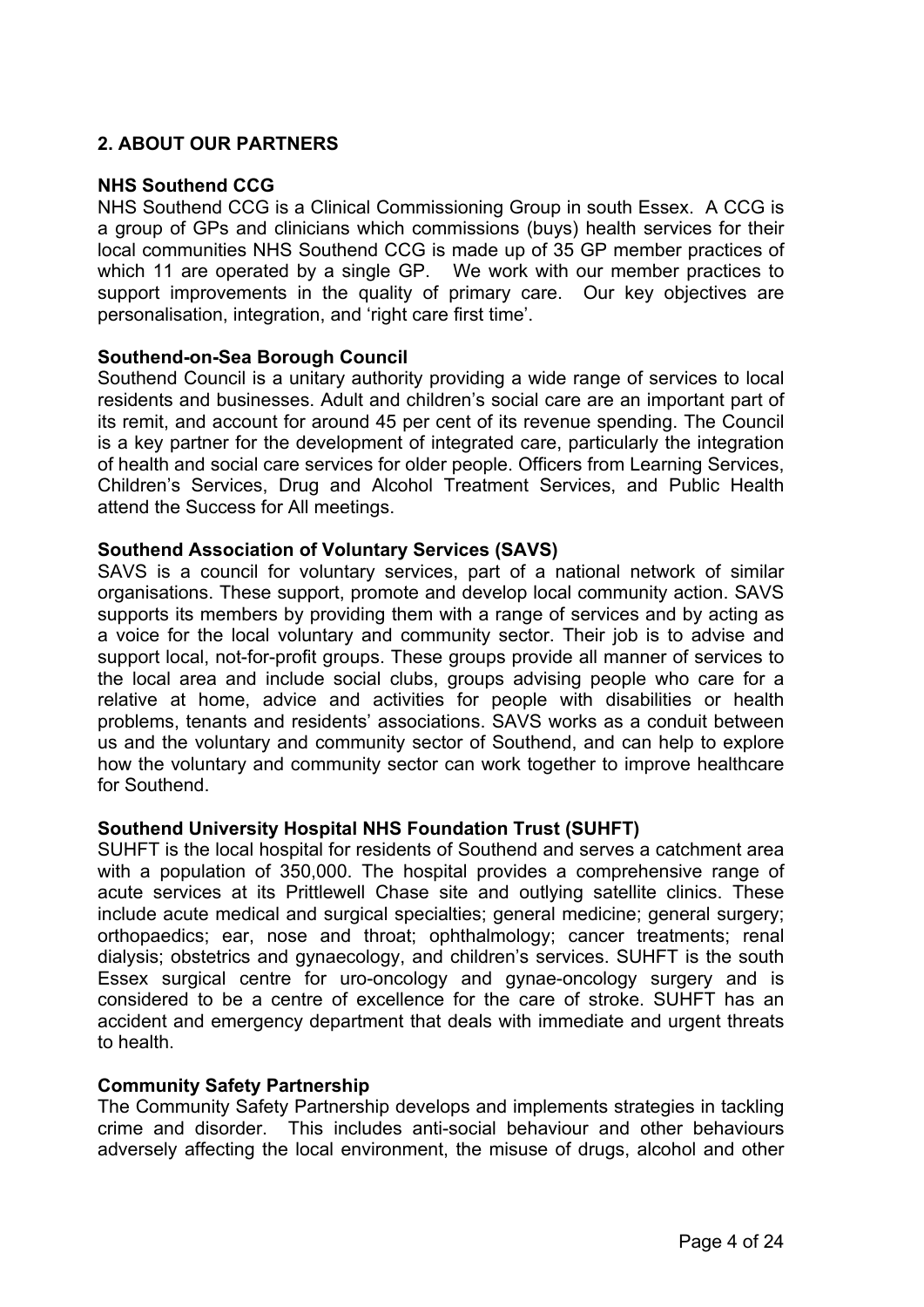## 2. ABOUT OUR PARTNERS

### NHS Southend CCG

NHS Southend CCG is a Clinical Commissioning Group in south Essex. A CCG is a group of GPs and clinicians which commissions (buys) health services for their local communities NHS Southend CCG is made up of 35 GP member practices of which 11 are operated by a single GP. We work with our member practices to support improvements in the quality of primary care. Our key objectives are personalisation, integration, and 'right care first time'.

### Southend-on-Sea Borough Council

Southend Council is a unitary authority providing a wide range of services to local residents and businesses. Adult and children's social care are an important part of its remit, and account for around 45 per cent of its revenue spending. The Council is a key partner for the development of integrated care, particularly the integration of health and social care services for older people. Officers from Learning Services, Children's Services, Drug and Alcohol Treatment Services, and Public Health attend the Success for All meetings.

### Southend Association of Voluntary Services (SAVS)

SAVS is a council for voluntary services, part of a national network of similar organisations. These support, promote and develop local community action. SAVS supports its members by providing them with a range of services and by acting as a voice for the local voluntary and community sector. Their job is to advise and support local, not-for-profit groups. These groups provide all manner of services to the local area and include social clubs, groups advising people who care for a relative at home, advice and activities for people with disabilities or health problems, tenants and residents' associations. SAVS works as a conduit between us and the voluntary and community sector of Southend, and can help to explore how the voluntary and community sector can work together to improve healthcare for Southend.

### Southend University Hospital NHS Foundation Trust (SUHFT)

SUHFT is the local hospital for residents of Southend and serves a catchment area with a population of 350,000. The hospital provides a comprehensive range of acute services at its Prittlewell Chase site and outlying satellite clinics. These include acute medical and surgical specialties; general medicine; general surgery; orthopaedics; ear, nose and throat; ophthalmology; cancer treatments; renal dialysis; obstetrics and gynaecology, and children's services. SUHFT is the south Essex surgical centre for uro-oncology and gynae-oncology surgery and is considered to be a centre of excellence for the care of stroke. SUHFT has an accident and emergency department that deals with immediate and urgent threats to health.

### Community Safety Partnership

The Community Safety Partnership develops and implements strategies in tackling crime and disorder. This includes anti-social behaviour and other behaviours adversely affecting the local environment, the misuse of drugs, alcohol and other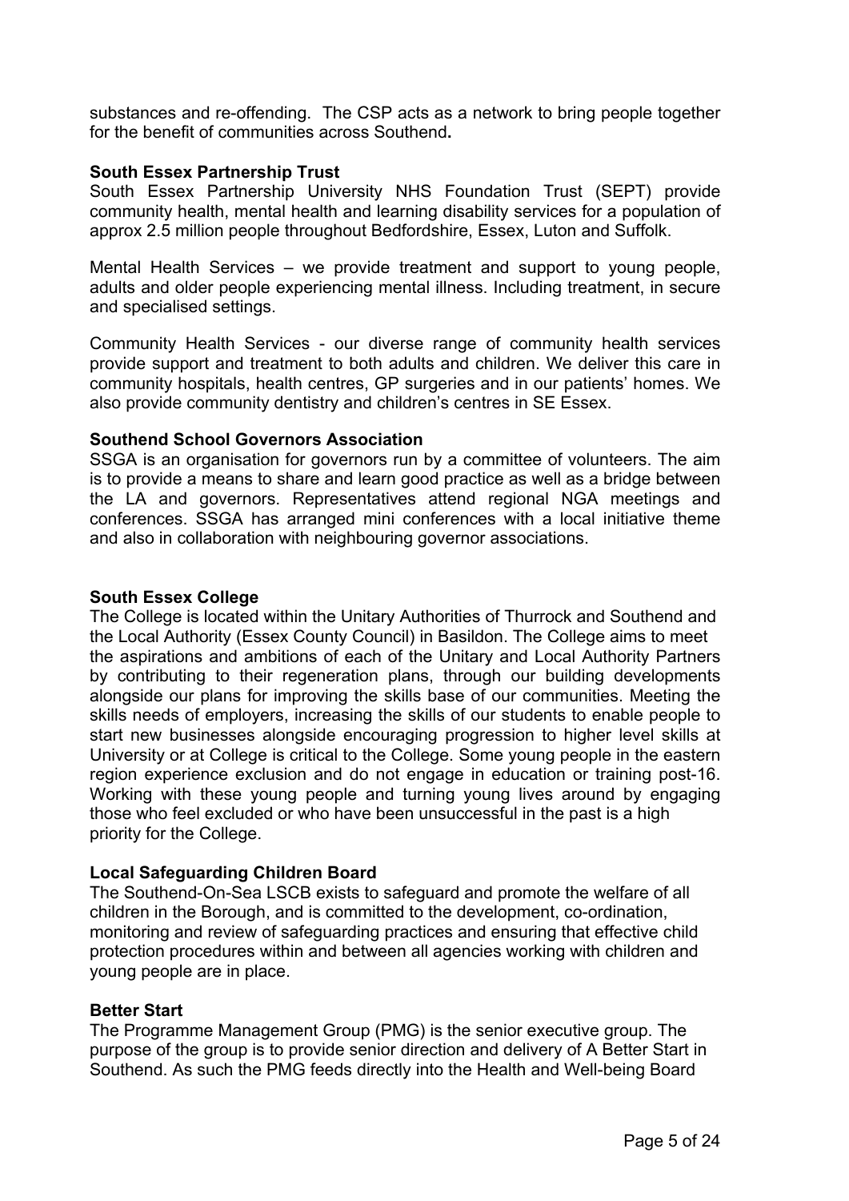substances and re-offending. The CSP acts as a network to bring people together for the benefit of communities across Southend**.**

**South Essex Partnership Trust**

South Essex Partnership University NHS Foundation Trust (SEPT) provide community health, mental health and learning disability services for a population of approx 2.5 million people throughout Bedfordshire, Essex, Luton and Suffolk.

Mental Health Services – we provide treatment and support to young people, adults and older people experiencing mental illness. Including treatment, in secure and specialised settings.

Community Health Services - our diverse range of community health services provide support and treatment to both adults and children. We deliver this care in community hospitals, health centres, GP surgeries and in our patients' homes. We also provide community dentistry and children's centres in SE Essex.

**Southend School Governors Association**

SSGA is an organisation for governors run by a committee of volunteers. The aim is to provide a means to share and learn good practice as well as a bridge between the LA and governors. Representatives attend regional NGA meetings and conferences. SSGA has arranged mini conferences with a local initiative theme and also in collaboration with neighbouring governor associations.

**South Essex College**

The College is located within the Unitary Authorities of Thurrock and Southend and the Local Authority (Essex County Council) in Basildon. The College aims to meet the aspirations and ambitions of each of the Unitary and Local Authority Partners by contributing to their regeneration plans, through our building developments alongside our plans for improving the skills base of our communities. Meeting the skills needs of employers, increasing the skills of our students to enable people to start new businesses alongside encouraging progression to higher level skills at University or at College is critical to the College. Some young people in the eastern region experience exclusion and do not engage in education or training post-16. Working with these young people and turning young lives around by engaging those who feel excluded or who have been unsuccessful in the past is a high priority for the College.

**Local Safeguarding Children Board**

The Southend-On-Sea LSCB exists to safeguard and promote the welfare of all children in the Borough, and is committed to the development, co-ordination, monitoring and review of safeguarding practices and ensuring that effective child protection procedures within and between all agencies working with children and young people are in place.

**Better Start**

The Programme Management Group (PMG) is the senior executive group. The purpose of the group is to provide senior direction and delivery of A Better Start in Southend. As such the PMG feeds directly into the Health and Well-being Board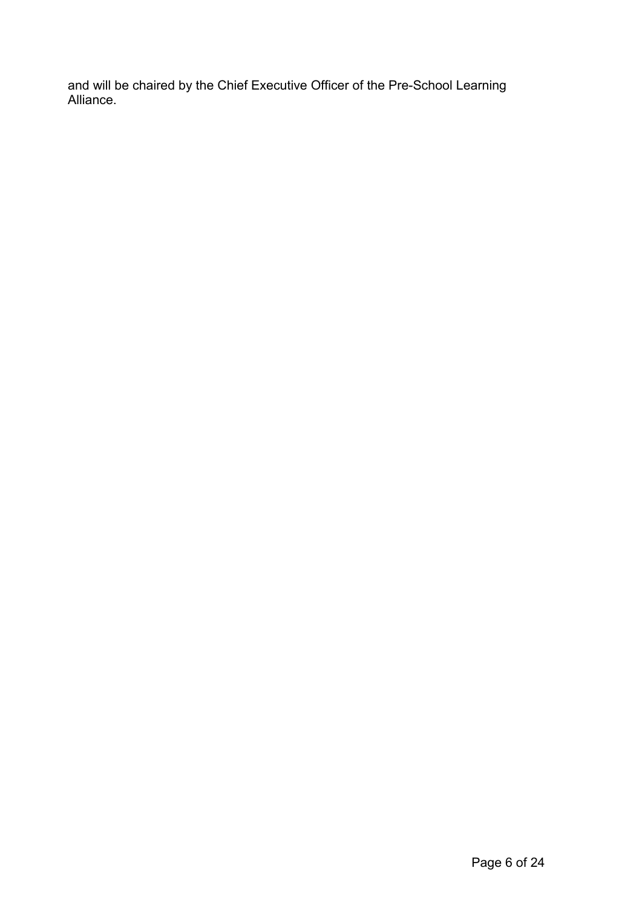and will be chaired by the Chief Executive Officer of the Pre-School Learning Alliance.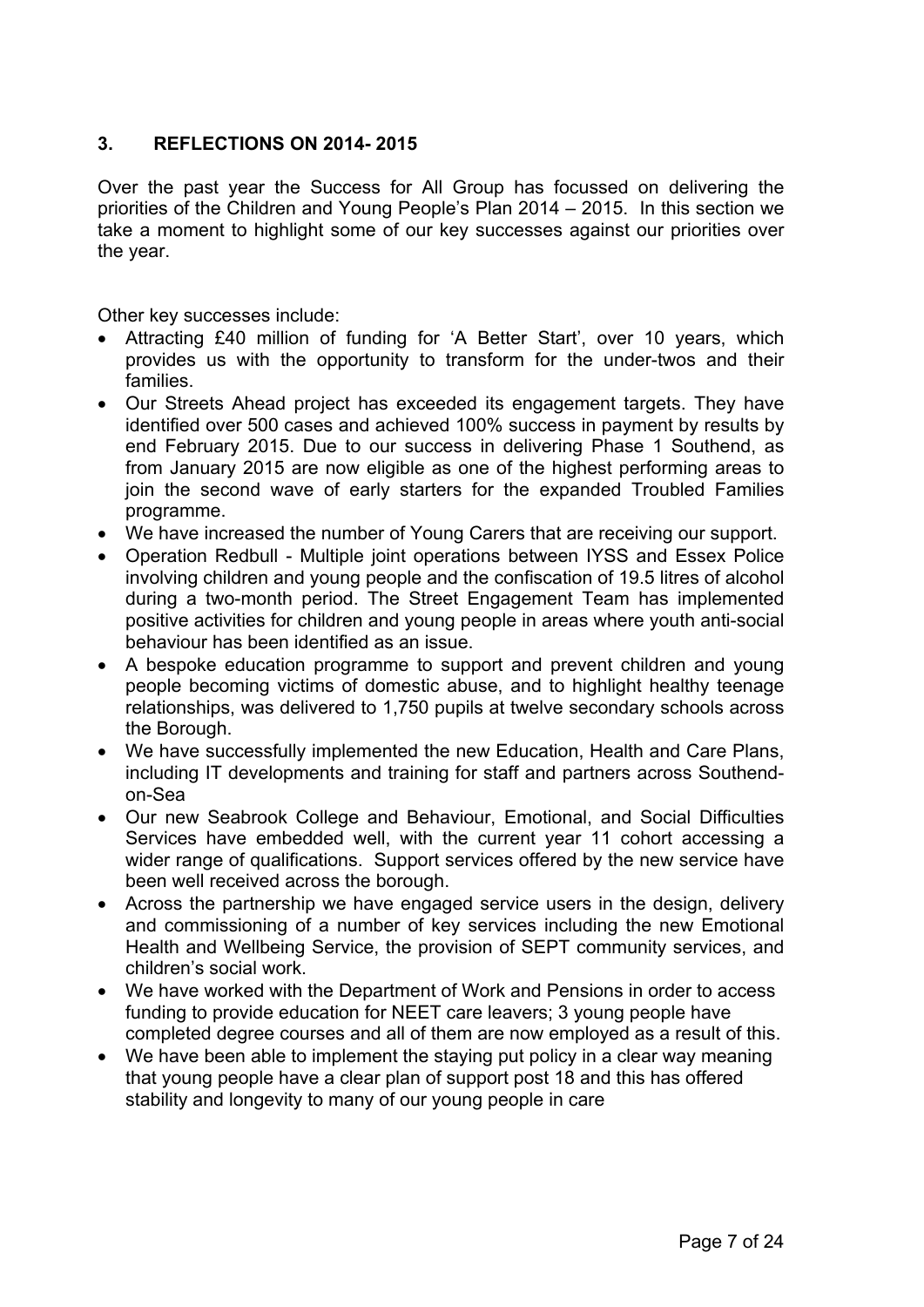## 3. REFLECTIONS ON 2014- 2015

Over the past year the Success for All Group has focussed on delivering the priorities of the Children and Young People's Plan 2014 – 2015. In this section we take a moment to highlight some of our key successes against our priorities over the year.

Other key successes include:

- Attracting £40 million of funding for 'A Better Start', over 10 years, which provides us with the opportunity to transform for the under-twos and their families.
- Our Streets Ahead project has exceeded its engagement targets. They have identified over 500 cases and achieved 100% success in payment by results by end February 2015. Due to our success in delivering Phase 1 Southend, as from January 2015 are now eligible as one of the highest performing areas to join the second wave of early starters for the expanded Troubled Families programme.
- We have increased the number of Young Carers that are receiving our support.
- Operation Redbull - Multiple joint operations between IYSS and Essex Police involving children and young people and the confiscation of 19.5 litres of alcohol during a two-month period. The Street Engagement Team has implemented positive activities for children and young people in areas where youth anti-social behaviour has been identified as an issue.
- A bespoke education programme to support and prevent children and young people becoming victims of domestic abuse, and to highlight healthy teenage relationships, was delivered to 1,750 pupils at twelve secondary schools across the Borough.
- We have successfully implemented the new Education, Health and Care Plans, including IT developments and training for staff and partners across Southend-on-Sea
- Our new Seabrook College and Behaviour, Emotional, and Social Difficulties Services have embedded well, with the current year 11 cohort accessing a wider range of qualifications. Support services offered by the new service have been well received across the borough.
- Across the partnership we have engaged service users in the design, delivery and commissioning of a number of key services including the new Emotional Health and Wellbeing Service, the provision of SEPT community services, and children's social work.
- We have worked with the Department of Work and Pensions in order to access funding to provide education for NEET care leavers; 3 young people have completed degree courses and all of them are now employed as a result of this.
- We have been able to implement the staying put policy in a clear way meaning that young people have a clear plan of support post 18 and this has offered stability and longevity to many of our young people in care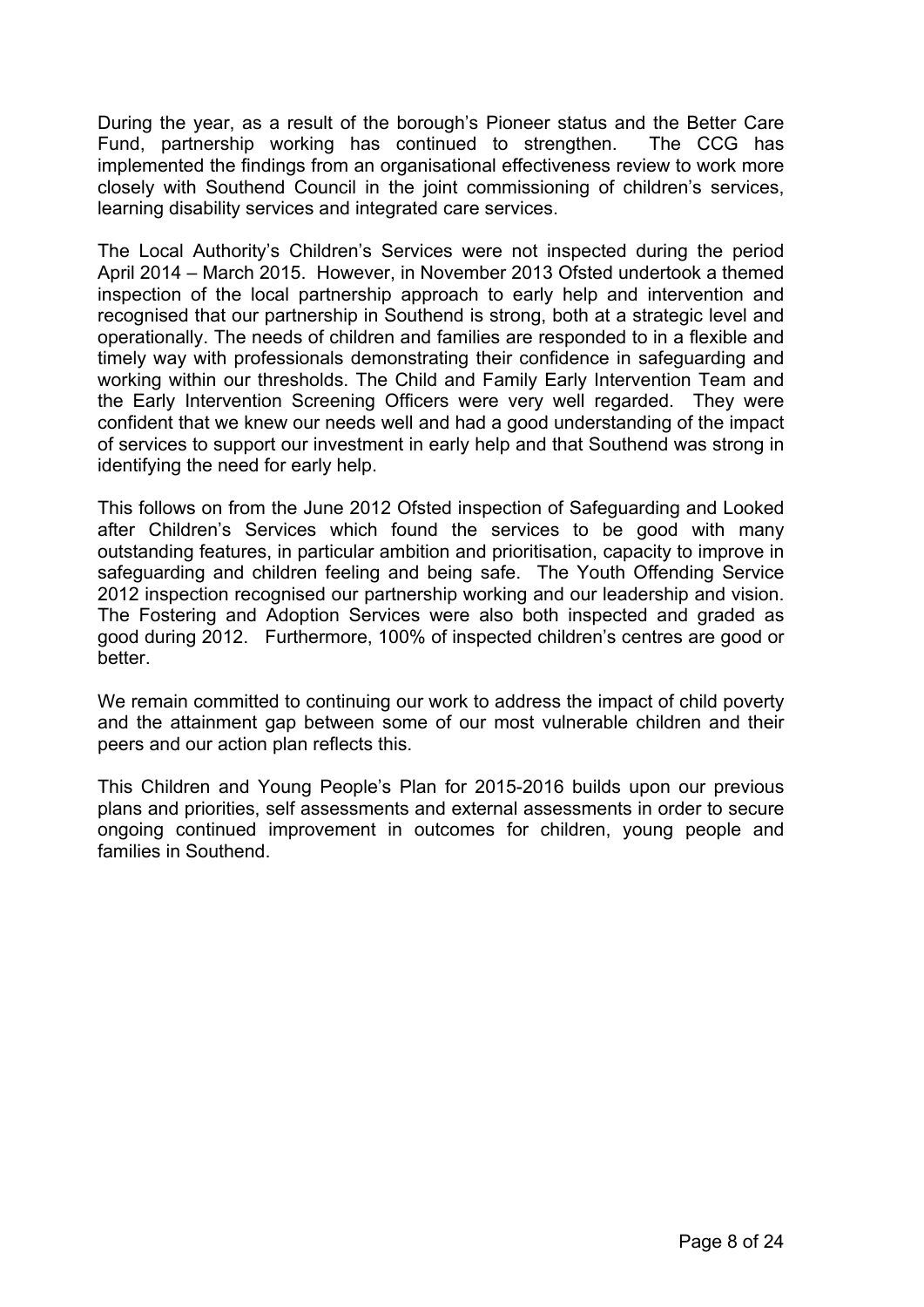During the year, as a result of the borough's Pioneer status and the Better Care Fund, partnership working has continued to strengthen. The CCG has implemented the findings from an organisational effectiveness review to work more closely with Southend Council in the joint commissioning of children's services, learning disability services and integrated care services.

The Local Authority's Children's Services were not inspected during the period April 2014 – March 2015. However, in November 2013 Ofsted undertook a themed inspection of the local partnership approach to early help and intervention and recognised that our partnership in Southend is strong, both at a strategic level and operationally. The needs of children and families are responded to in a flexible and timely way with professionals demonstrating their confidence in safeguarding and working within our thresholds. The Child and Family Early Intervention Team and the Early Intervention Screening Officers were very well regarded. They were confident that we knew our needs well and had a good understanding of the impact of services to support our investment in early help and that Southend was strong in identifying the need for early help.

This follows on from the June 2012 Ofsted inspection of Safeguarding and Looked after Children's Services which found the services to be good with many outstanding features, in particular ambition and prioritisation, capacity to improve in safeguarding and children feeling and being safe. The Youth Offending Service 2012 inspection recognised our partnership working and our leadership and vision. The Fostering and Adoption Services were also both inspected and graded as good during 2012. Furthermore, 100% of inspected children's centres are good or better.

We remain committed to continuing our work to address the impact of child poverty and the attainment gap between some of our most vulnerable children and their peers and our action plan reflects this.

This Children and Young People's Plan for 2015-2016 builds upon our previous plans and priorities, self assessments and external assessments in order to secure ongoing continued improvement in outcomes for children, young people and families in Southend.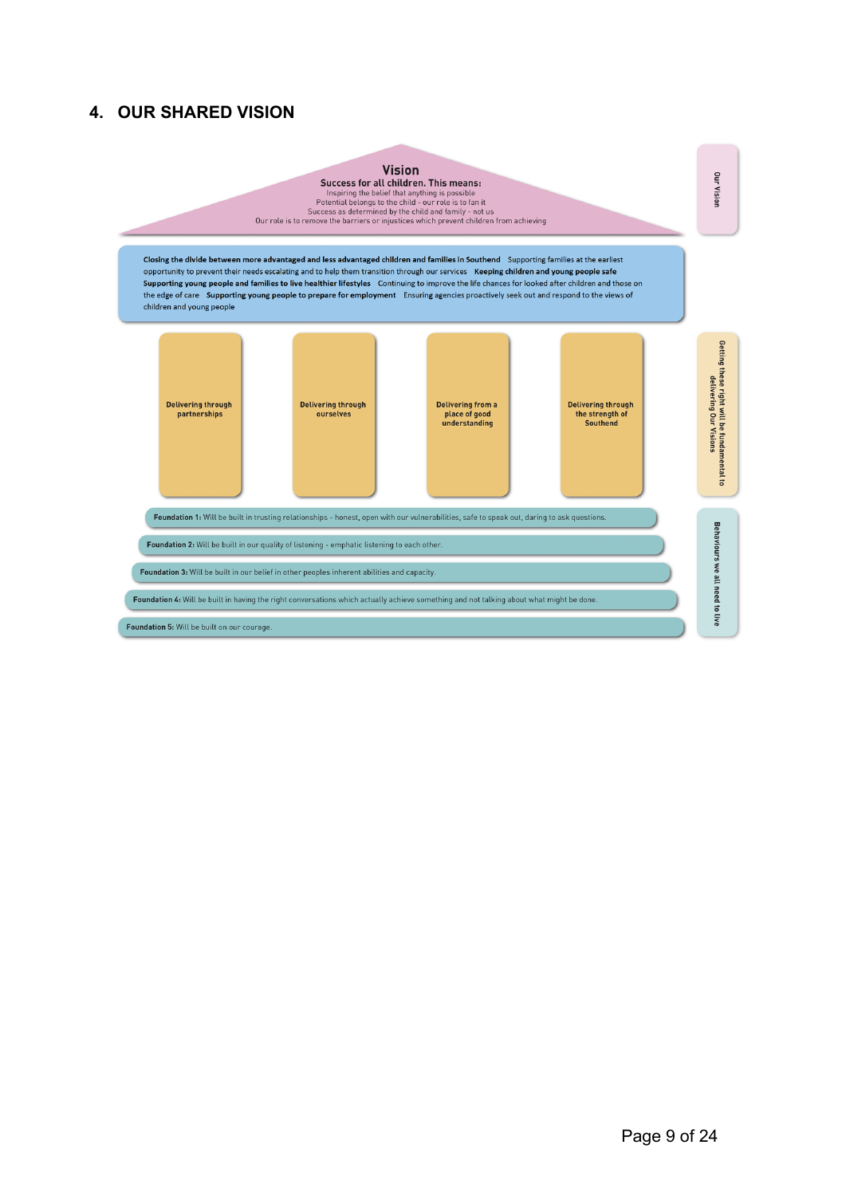## 4. OUR SHARED VISION

**Our Vision**

### Vision

**Success for all children. This means:**

Inspiring the belief that anything is possible
Potential belongs to the child - our role is to fan it
Success as determined by the child and family - not us
Our role is to remove the barriers or injustices which prevent children from achieving

**Closing the divide between more advantaged and less advantaged children and families in Southend** Supporting families at the earliest opportunity to prevent their needs escalating and to help them transition through our services **Keeping children and young people safe** **Supporting young people and families to live healthier lifestyles** Continuing to improve the life chances for looked after children and those on the edge of care **Supporting young people to prepare for employment** Ensuring agencies proactively seek out and respond to the views of children and young people

**Getting these right will be fundamental to delivering Our Visions**

- **Delivering through partnerships**
- **Delivering through ourselves**
- **Delivering from a place of good understanding**
- **Delivering through the strength of Southend**

**Behaviours we all need to live**

**Foundation 1:** Will be built in trusting relationships - honest, open with our vulnerabilities, safe to speak out, daring to ask questions.

**Foundation 2:** Will be built in our quality of listening - emphatic listening to each other.

**Foundation 3:** Will be built in our belief in other peoples inherent abilities and capacity.

**Foundation 4:** Will be built in having the right conversations which actually achieve something and not talking about what might be done.

**Foundation 5:** Will be built on our courage.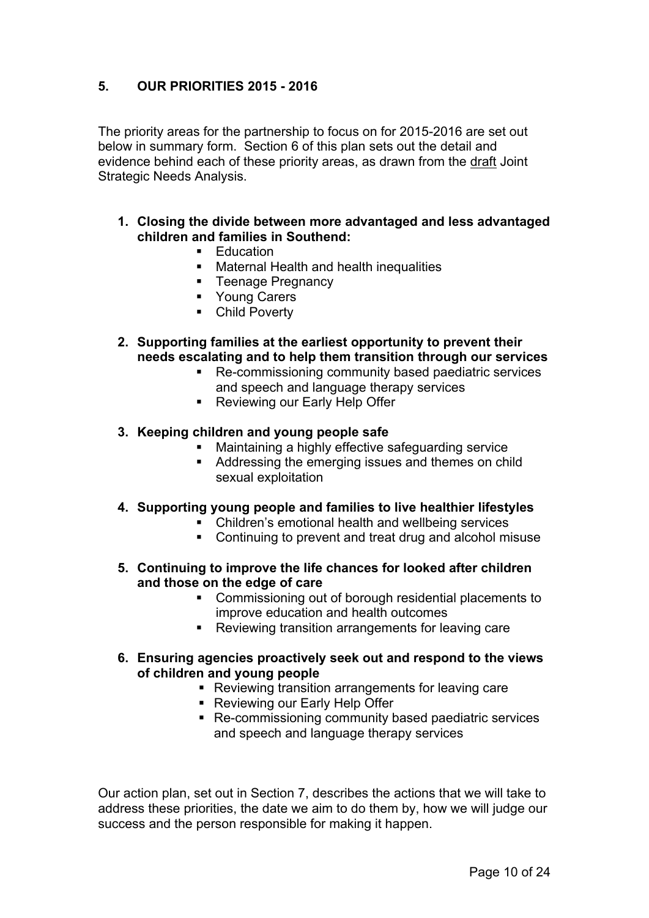## 5. OUR PRIORITIES 2015 - 2016

The priority areas for the partnership to focus on for 2015-2016 are set out below in summary form. Section 6 of this plan sets out the detail and evidence behind each of these priority areas, as drawn from the draft Joint Strategic Needs Analysis.

1. **Closing the divide between more advantaged and less advantaged children and families in Southend:**
   - Education
   - Maternal Health and health inequalities
   - Teenage Pregnancy
   - Young Carers
   - Child Poverty

2. **Supporting families at the earliest opportunity to prevent their needs escalating and to help them transition through our services**
   - Re-commissioning community based paediatric services and speech and language therapy services
   - Reviewing our Early Help Offer

3. **Keeping children and young people safe**
   - Maintaining a highly effective safeguarding service
   - Addressing the emerging issues and themes on child sexual exploitation

4. **Supporting young people and families to live healthier lifestyles**
   - Children's emotional health and wellbeing services
   - Continuing to prevent and treat drug and alcohol misuse

5. **Continuing to improve the life chances for looked after children and those on the edge of care**
   - Commissioning out of borough residential placements to improve education and health outcomes
   - Reviewing transition arrangements for leaving care

6. **Ensuring agencies proactively seek out and respond to the views of children and young people**
   - Reviewing transition arrangements for leaving care
   - Reviewing our Early Help Offer
   - Re-commissioning community based paediatric services and speech and language therapy services

Our action plan, set out in Section 7, describes the actions that we will take to address these priorities, the date we aim to do them by, how we will judge our success and the person responsible for making it happen.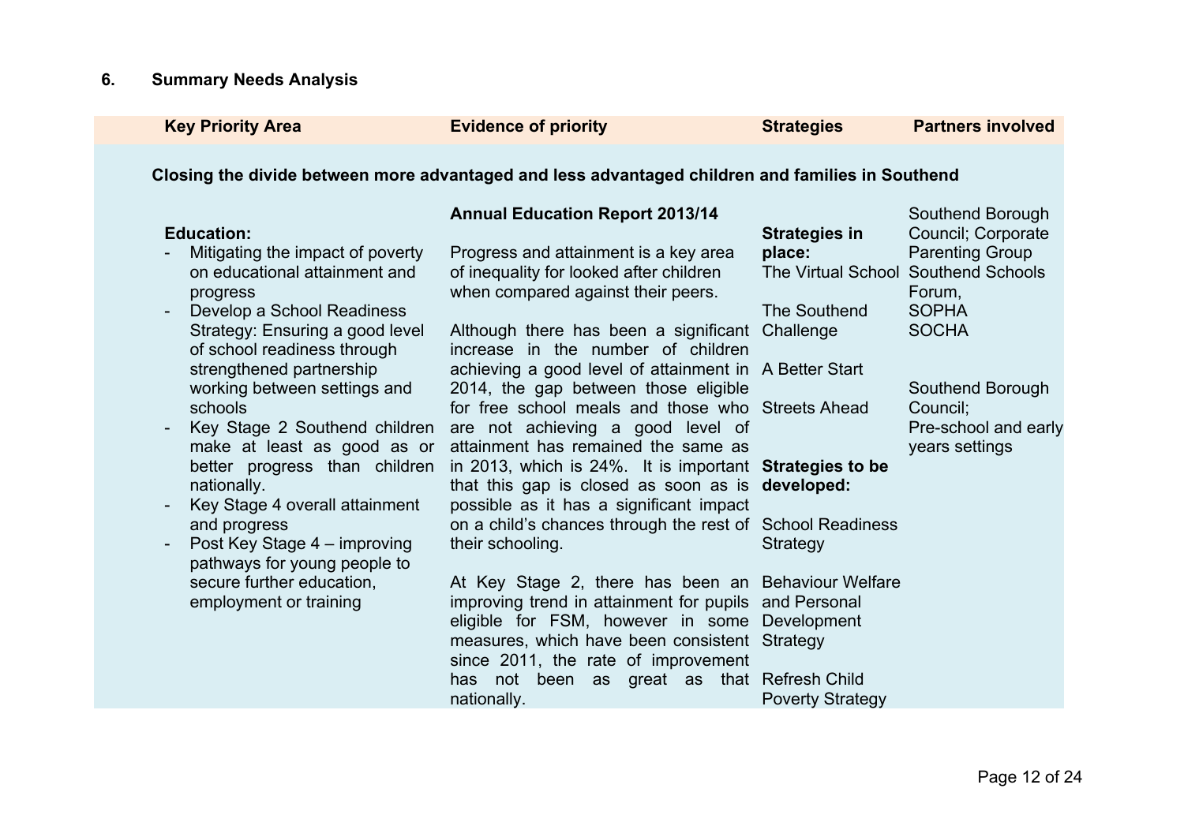## 6. Summary Needs Analysis

| Key Priority Area | Evidence of priority | Strategies | Partners involved |
|---|---|---|---|
| **Closing the divide between more advantaged and less advantaged children and families in Southend** | | | |
| **Education:**<br>- Mitigating the impact of poverty on educational attainment and progress<br>- Develop a School Readiness Strategy: Ensuring a good level of school readiness through strengthened partnership working between settings and schools<br>- Key Stage 2 Southend children make at least as good as or better progress than children nationally.<br>- Key Stage 4 overall attainment and progress<br>- Post Key Stage 4 – improving pathways for young people to secure further education, employment or training | **Annual Education Report 2013/14**<br><br>Progress and attainment is a key area of inequality for looked after children when compared against their peers.<br><br>Although there has been a significant increase in the number of children achieving a good level of attainment in 2014, the gap between those eligible for free school meals and those who are not achieving a good level of attainment has remained the same as in 2013, which is 24%. It is important that this gap is closed as soon as is possible as it has a significant impact on a child's chances through the rest of their schooling.<br><br>At Key Stage 2, there has been an improving trend in attainment for pupils eligible for FSM, however in some measures, which have been consistent since 2011, the rate of improvement has not been as great as that nationally. | **Strategies in place:**<br>The Virtual School<br><br>The Southend Challenge<br><br>A Better Start<br><br>Streets Ahead<br><br>**Strategies to be developed:**<br><br>School Readiness Strategy<br><br>Behaviour Welfare and Personal Development Strategy<br><br>Refresh Child Poverty Strategy | Southend Borough Council; Corporate Parenting Group<br>Southend Schools Forum,<br>SOPHA<br>SOCHA<br><br>Southend Borough Council;<br>Pre-school and early years settings |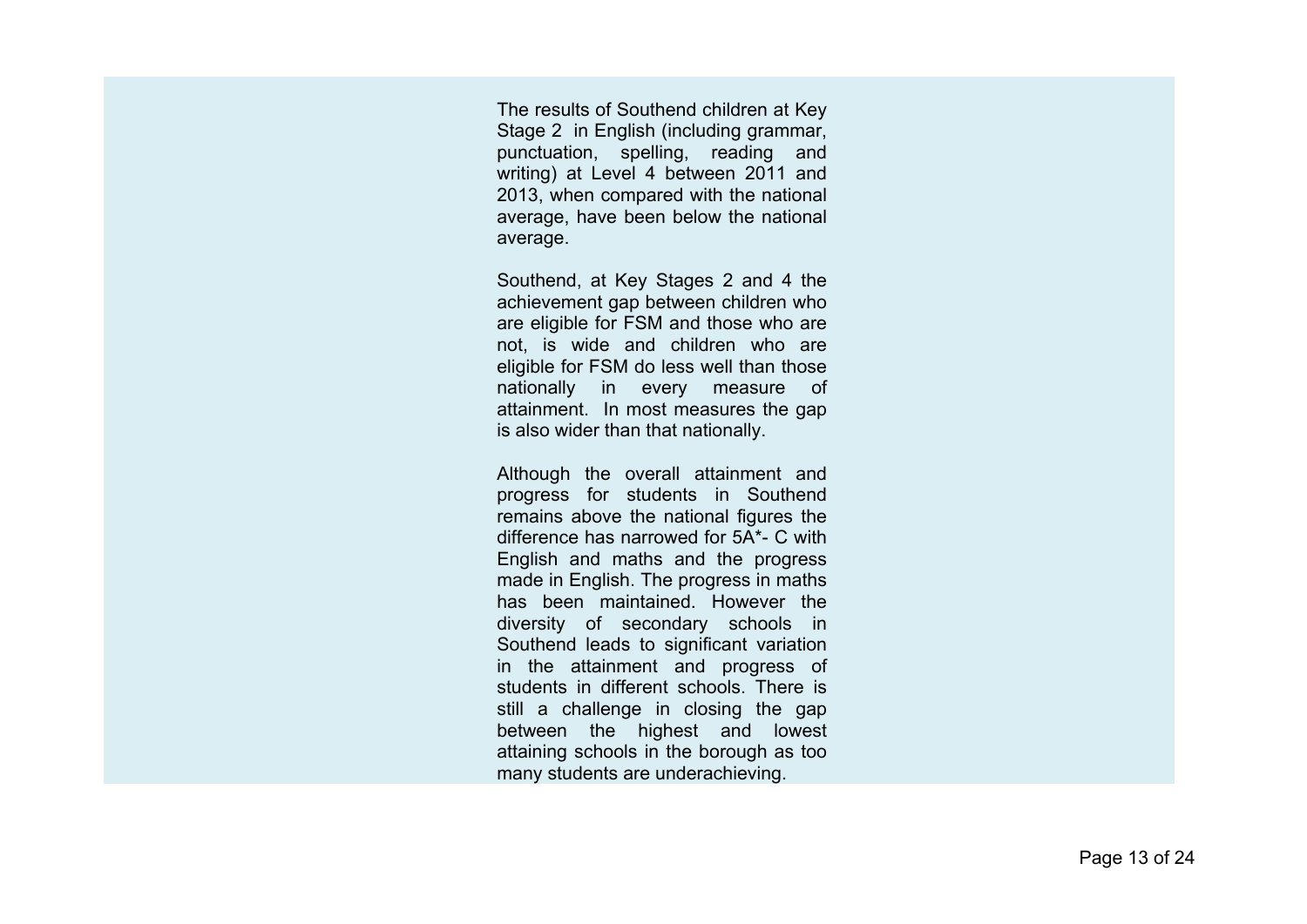The results of Southend children at Key Stage 2 in English (including grammar, punctuation, spelling, reading and writing) at Level 4 between 2011 and 2013, when compared with the national average, have been below the national average.

Southend, at Key Stages 2 and 4 the achievement gap between children who are eligible for FSM and those who are not, is wide and children who are eligible for FSM do less well than those nationally in every measure of attainment. In most measures the gap is also wider than that nationally.

Although the overall attainment and progress for students in Southend remains above the national figures the difference has narrowed for 5A*- C with English and maths and the progress made in English. The progress in maths has been maintained. However the diversity of secondary schools in Southend leads to significant variation in the attainment and progress of students in different schools. There is still a challenge in closing the gap between the highest and lowest attaining schools in the borough as too many students are underachieving.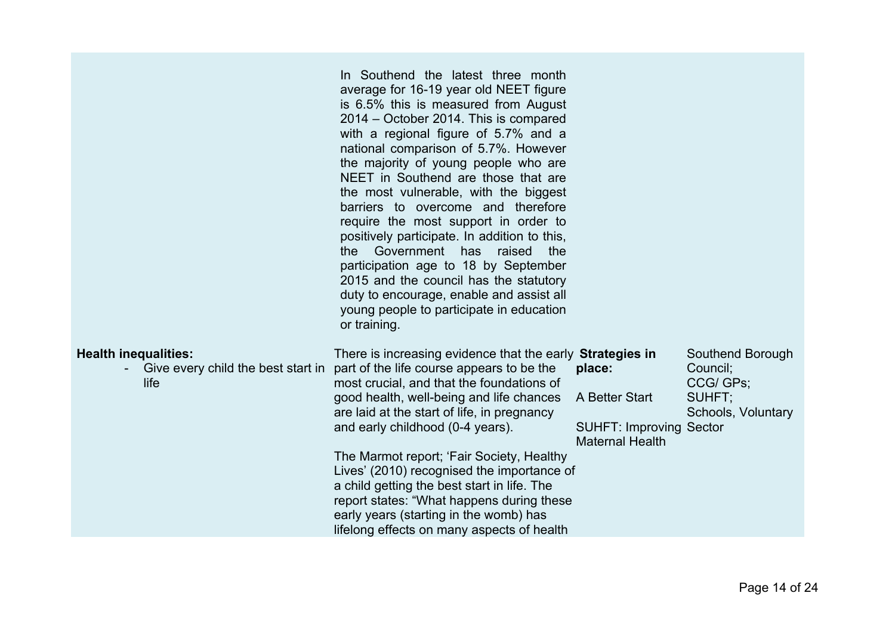| | | | |
|---|---|---|---|
| | In Southend the latest three month average for 16-19 year old NEET figure is 6.5% this is measured from August 2014 – October 2014. This is compared with a regional figure of 5.7% and a national comparison of 5.7%. However the majority of young people who are NEET in Southend are those that are the most vulnerable, with the biggest barriers to overcome and therefore require the most support in order to positively participate. In addition to this, the Government has raised the participation age to 18 by September 2015 and the council has the statutory duty to encourage, enable and assist all young people to participate in education or training. | | |
| **Health inequalities:**<br>- Give every child the best start in life | There is increasing evidence that the early part of the life course appears to be the most crucial, and that the foundations of good health, well-being and life chances are laid at the start of life, in pregnancy and early childhood (0-4 years).<br><br>The Marmot report; 'Fair Society, Healthy Lives' (2010) recognised the importance of a child getting the best start in life. The report states: "What happens during these early years (starting in the womb) has lifelong effects on many aspects of health | **Strategies in place:**<br><br>A Better Start<br><br>SUHFT: Improving Maternal Health | Southend Borough Council;<br>CCG/ GPs;<br>SUHFT;<br>Schools, Voluntary Sector |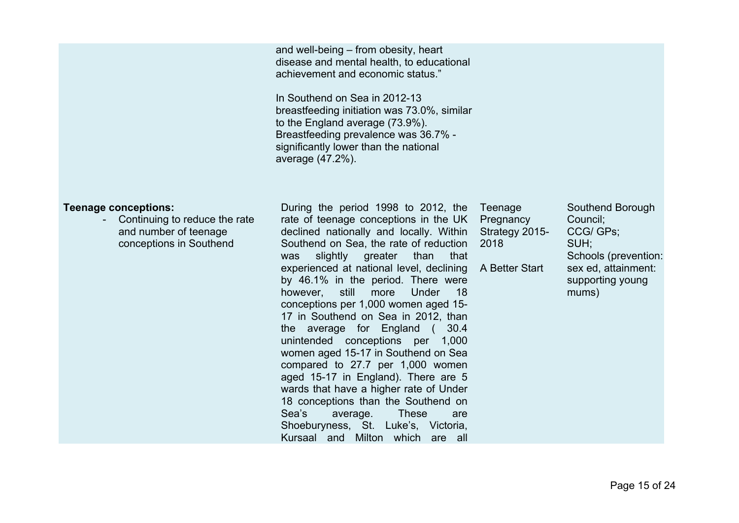| | | | |
|---|---|---|---|
| | and well-being – from obesity, heart disease and mental health, to educational achievement and economic status."<br><br>In Southend on Sea in 2012-13 breastfeeding initiation was 73.0%, similar to the England average (73.9%). Breastfeeding prevalence was 36.7% - significantly lower than the national average (47.2%). | | |
| **Teenage conceptions:**<br>- Continuing to reduce the rate and number of teenage conceptions in Southend | During the period 1998 to 2012, the rate of teenage conceptions in the UK declined nationally and locally. Within Southend on Sea, the rate of reduction was slightly greater than that experienced at national level, declining by 46.1% in the period. There were however, still more Under 18 conceptions per 1,000 women aged 15-17 in Southend on Sea in 2012, than the average for England ( 30.4 unintended conceptions per 1,000 women aged 15-17 in Southend on Sea compared to 27.7 per 1,000 women aged 15-17 in England). There are 5 wards that have a higher rate of Under 18 conceptions than the Southend on Sea's average. These are Shoeburyness, St. Luke's, Victoria, Kursaal and Milton which are all | Teenage Pregnancy Strategy 2015-2018<br><br>A Better Start | Southend Borough Council;<br>CCG/ GPs;<br>SUH;<br>Schools (prevention: sex ed, attainment: supporting young mums) |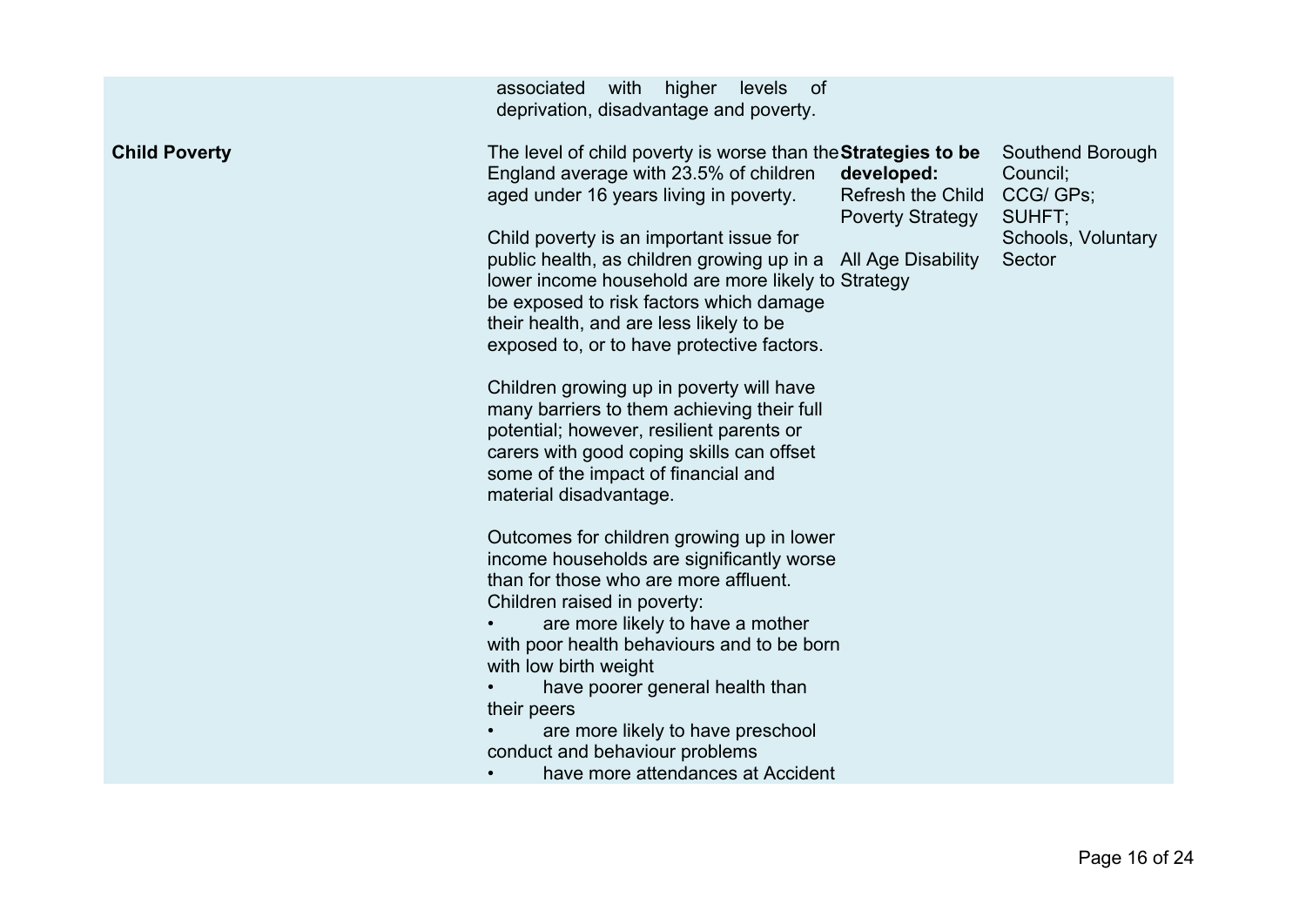| | | | |
|---|---|---|---|
| | associated with higher levels of deprivation, disadvantage and poverty. | | |
| **Child Poverty** | The level of child poverty is worse than the England average with 23.5% of children aged under 16 years living in poverty.<br><br>Child poverty is an important issue for public health, as children growing up in a lower income household are more likely to be exposed to risk factors which damage their health, and are less likely to be exposed to, or to have protective factors.<br><br>Children growing up in poverty will have many barriers to them achieving their full potential; however, resilient parents or carers with good coping skills can offset some of the impact of financial and material disadvantage.<br><br>Outcomes for children growing up in lower income households are significantly worse than for those who are more affluent. Children raised in poverty:<br>• are more likely to have a mother with poor health behaviours and to be born with low birth weight<br>• have poorer general health than their peers<br>• are more likely to have preschool conduct and behaviour problems<br>• have more attendances at Accident | **Strategies to be developed:**<br>Refresh the Child Poverty Strategy<br><br>All Age Disability Strategy | Southend Borough Council;<br>CCG/ GPs;<br>SUHFT;<br>Schools, Voluntary Sector |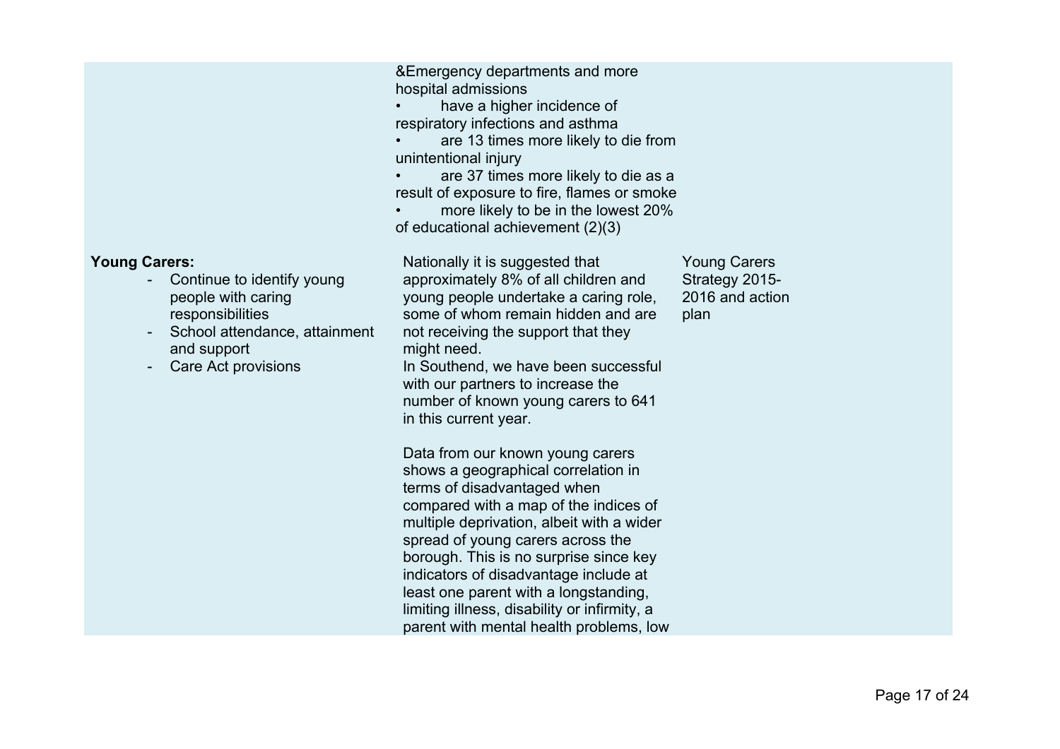| | | |
|---|---|---|
| | &Emergency departments and more hospital admissions<br>• have a higher incidence of respiratory infections and asthma<br>• are 13 times more likely to die from unintentional injury<br>• are 37 times more likely to die as a result of exposure to fire, flames or smoke<br>• more likely to be in the lowest 20% of educational achievement (2)(3) | |
| **Young Carers:**<br>- Continue to identify young people with caring responsibilities<br>- School attendance, attainment and support<br>- Care Act provisions | Nationally it is suggested that approximately 8% of all children and young people undertake a caring role, some of whom remain hidden and are not receiving the support that they might need.<br>In Southend, we have been successful with our partners to increase the number of known young carers to 641 in this current year.<br><br>Data from our known young carers shows a geographical correlation in terms of disadvantaged when compared with a map of the indices of multiple deprivation, albeit with a wider spread of young carers across the borough. This is no surprise since key indicators of disadvantage include at least one parent with a longstanding, limiting illness, disability or infirmity, a parent with mental health problems, low | Young Carers Strategy 2015-2016 and action plan |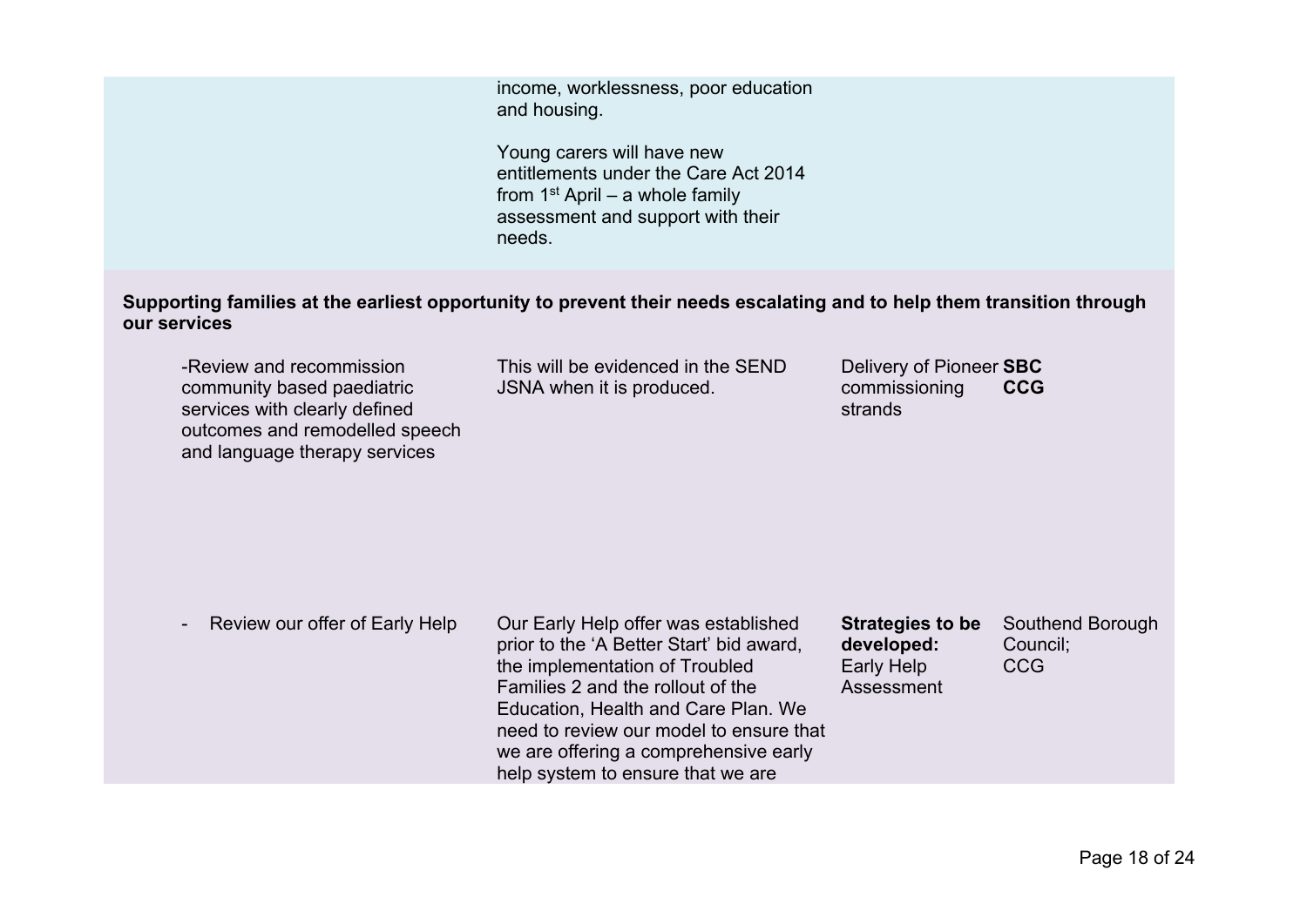| | | | |
|---|---|---|---|
| | income, worklessness, poor education and housing.<br><br>Young carers will have new entitlements under the Care Act 2014 from 1st April – a whole family assessment and support with their needs. | | |

**Supporting families at the earliest opportunity to prevent their needs escalating and to help them transition through our services**

| | | | |
|---|---|---|---|
| -Review and recommission community based paediatric services with clearly defined outcomes and remodelled speech and language therapy services | This will be evidenced in the SEND JSNA when it is produced. | Delivery of Pioneer commissioning strands | **SBC**<br>**CCG** |
| - Review our offer of Early Help | Our Early Help offer was established prior to the 'A Better Start' bid award, the implementation of Troubled Families 2 and the rollout of the Education, Health and Care Plan. We need to review our model to ensure that we are offering a comprehensive early help system to ensure that we are | **Strategies to be developed:** Early Help Assessment | Southend Borough Council;<br>CCG |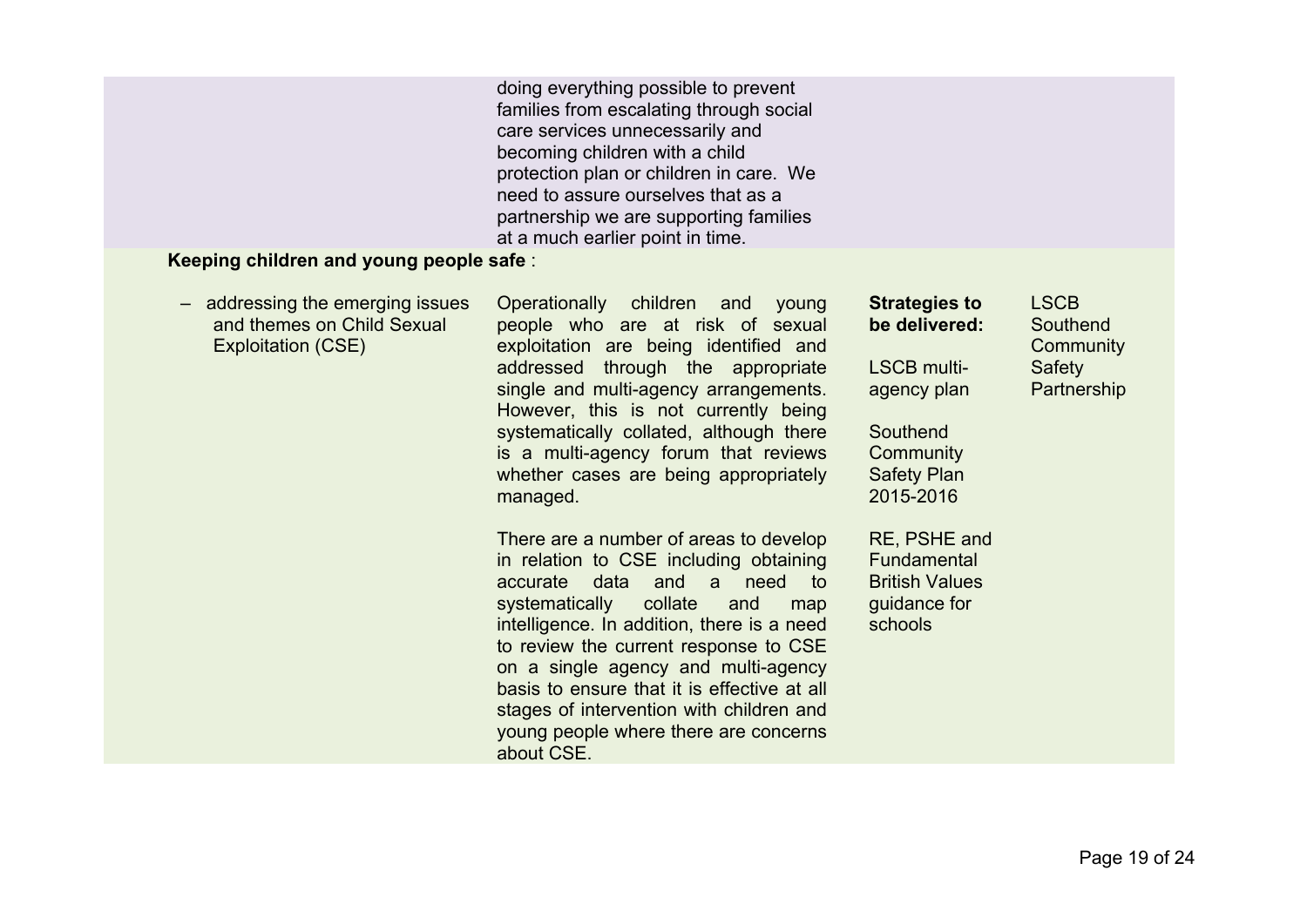| | | | |
|---|---|---|---|
| | doing everything possible to prevent families from escalating through social care services unnecessarily and becoming children with a child protection plan or children in care. We need to assure ourselves that as a partnership we are supporting families at a much earlier point in time. | | |
| **Keeping children and young people safe** : | | | |
| – addressing the emerging issues and themes on Child Sexual Exploitation (CSE) | Operationally children and young people who are at risk of sexual exploitation are being identified and addressed through the appropriate single and multi-agency arrangements. However, this is not currently being systematically collated, although there is a multi-agency forum that reviews whether cases are being appropriately managed.<br><br>There are a number of areas to develop in relation to CSE including obtaining accurate data and a need to systematically collate and map intelligence. In addition, there is a need to review the current response to CSE on a single agency and multi-agency basis to ensure that it is effective at all stages of intervention with children and young people where there are concerns about CSE. | **Strategies to be delivered:**<br><br>LSCB multi-agency plan<br><br>Southend Community Safety Plan 2015-2016<br><br>RE, PSHE and Fundamental British Values guidance for schools | LSCB<br>Southend Community Safety Partnership |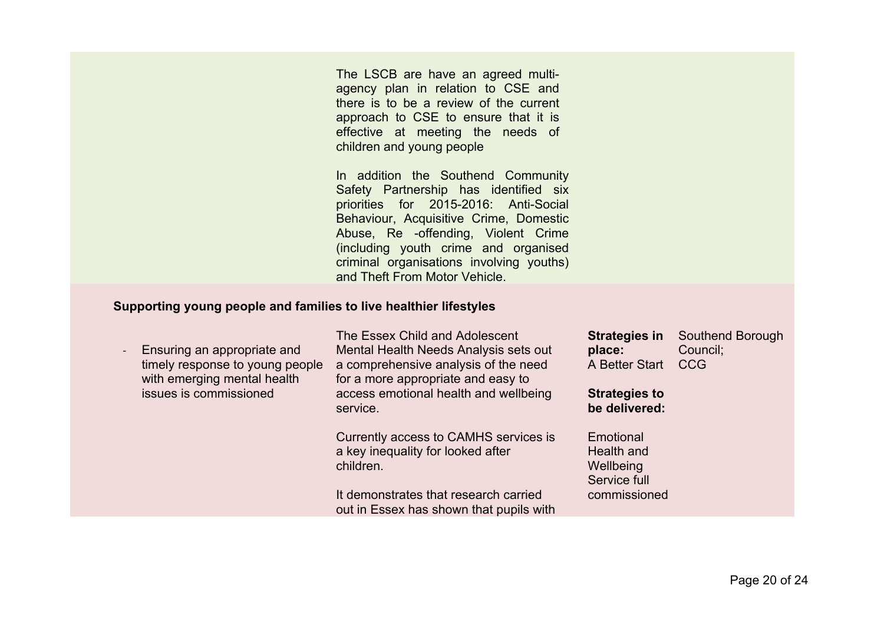| | | | |
|---|---|---|---|
| | The LSCB are have an agreed multi-agency plan in relation to CSE and there is to be a review of the current approach to CSE to ensure that it is effective at meeting the needs of children and young people<br><br>In addition the Southend Community Safety Partnership has identified six priorities for 2015-2016: Anti-Social Behaviour, Acquisitive Crime, Domestic Abuse, Re -offending, Violent Crime (including youth crime and organised criminal organisations involving youths) and Theft From Motor Vehicle. | | |
| **Supporting young people and families to live healthier lifestyles** | | | |
| - Ensuring an appropriate and timely response to young people with emerging mental health issues is commissioned | The Essex Child and Adolescent Mental Health Needs Analysis sets out a comprehensive analysis of the need for a more appropriate and easy to access emotional health and wellbeing service.<br><br>Currently access to CAMHS services is a key inequality for looked after children.<br><br>It demonstrates that research carried out in Essex has shown that pupils with | **Strategies in place:**<br>A Better Start<br><br>**Strategies to be delivered:**<br><br>Emotional Health and Wellbeing Service full commissioned | Southend Borough Council;<br>CCG |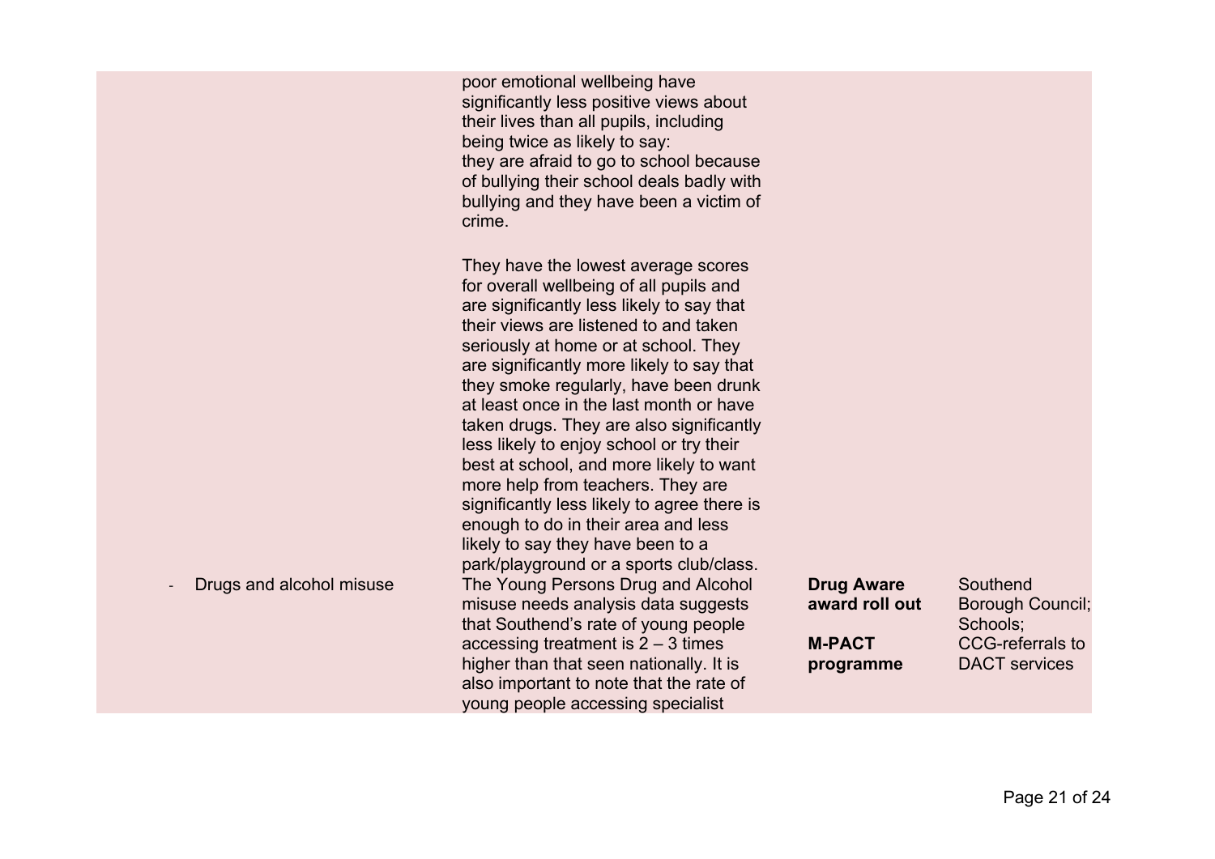| | | | |
|---|---|---|---|
| | poor emotional wellbeing have significantly less positive views about their lives than all pupils, including being twice as likely to say: they are afraid to go to school because of bullying their school deals badly with bullying and they have been a victim of crime.<br><br>They have the lowest average scores for overall wellbeing of all pupils and are significantly less likely to say that their views are listened to and taken seriously at home or at school. They are significantly more likely to say that they smoke regularly, have been drunk at least once in the last month or have taken drugs. They are also significantly less likely to enjoy school or try their best at school, and more likely to want more help from teachers. They are significantly less likely to agree there is enough to do in their area and less likely to say they have been to a park/playground or a sports club/class. | | |
| - Drugs and alcohol misuse | The Young Persons Drug and Alcohol misuse needs analysis data suggests that Southend's rate of young people accessing treatment is 2 – 3 times higher than that seen nationally. It is also important to note that the rate of young people accessing specialist | **Drug Aware award roll out**<br><br>**M-PACT programme** | Southend Borough Council; Schools; CCG-referrals to DACT services |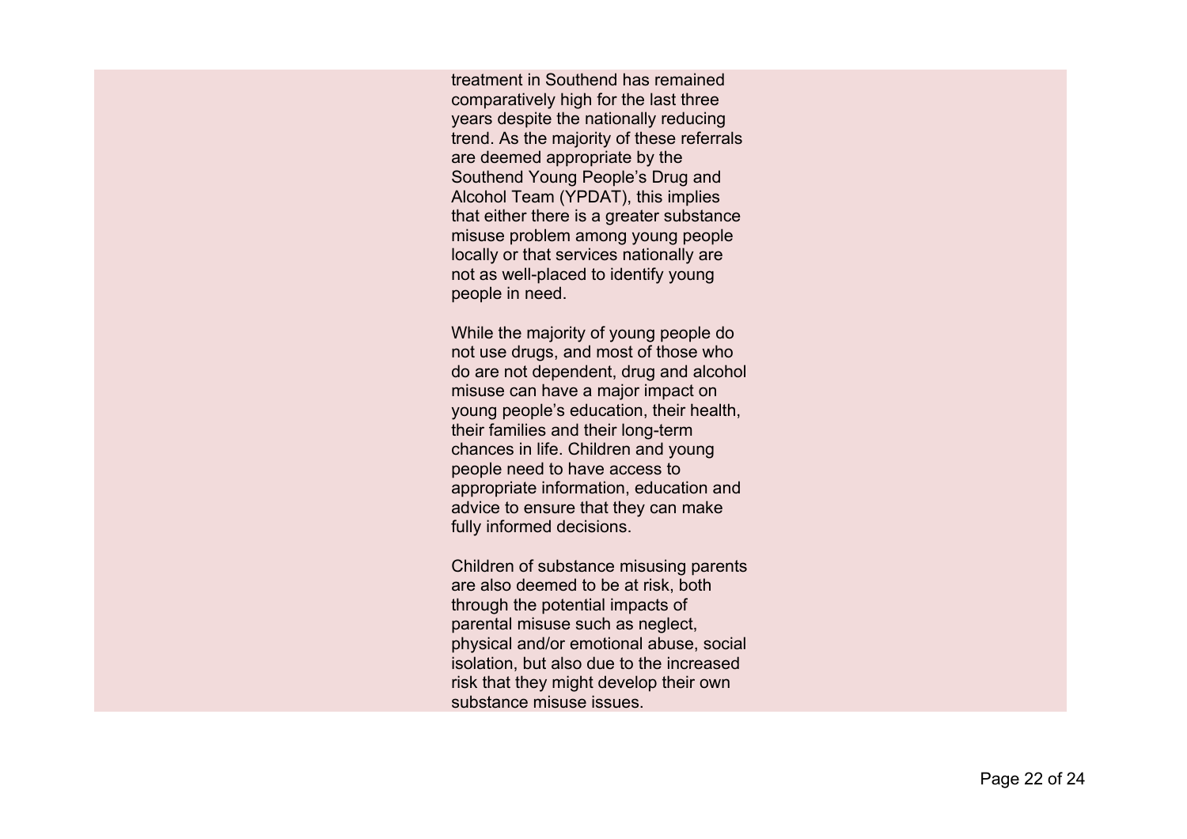treatment in Southend has remained comparatively high for the last three years despite the nationally reducing trend. As the majority of these referrals are deemed appropriate by the Southend Young People's Drug and Alcohol Team (YPDAT), this implies that either there is a greater substance misuse problem among young people locally or that services nationally are not as well-placed to identify young people in need.

While the majority of young people do not use drugs, and most of those who do are not dependent, drug and alcohol misuse can have a major impact on young people's education, their health, their families and their long-term chances in life. Children and young people need to have access to appropriate information, education and advice to ensure that they can make fully informed decisions.

Children of substance misusing parents are also deemed to be at risk, both through the potential impacts of parental misuse such as neglect, physical and/or emotional abuse, social isolation, but also due to the increased risk that they might develop their own substance misuse issues.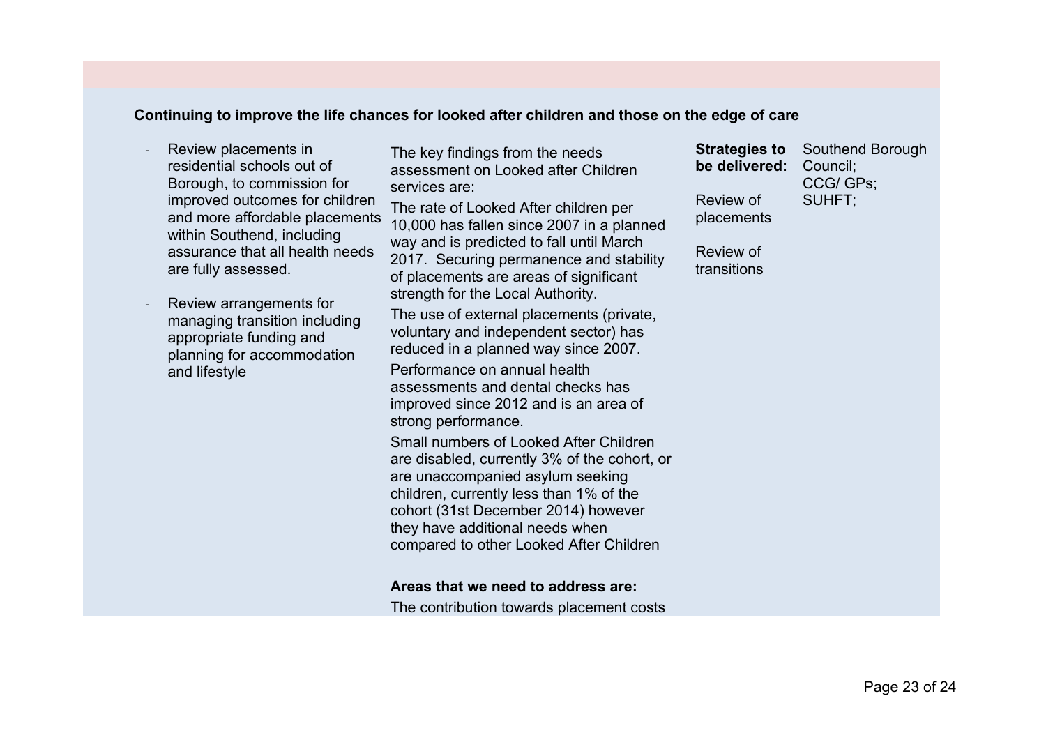**Continuing to improve the life chances for looked after children and those on the edge of care**

| | | | |
|---|---|---|---|
| - Review placements in residential schools out of Borough, to commission for improved outcomes for children and more affordable placements within Southend, including assurance that all health needs are fully assessed.<br><br>- Review arrangements for managing transition including appropriate funding and planning for accommodation and lifestyle | The key findings from the needs assessment on Looked after Children services are:<br><br>The rate of Looked After children per 10,000 has fallen since 2007 in a planned way and is predicted to fall until March 2017. Securing permanence and stability of placements are areas of significant strength for the Local Authority.<br><br>The use of external placements (private, voluntary and independent sector) has reduced in a planned way since 2007.<br><br>Performance on annual health assessments and dental checks has improved since 2012 and is an area of strong performance.<br><br>Small numbers of Looked After Children are disabled, currently 3% of the cohort, or are unaccompanied asylum seeking children, currently less than 1% of the cohort (31st December 2014) however they have additional needs when compared to other Looked After Children<br><br>**Areas that we need to address are:**<br><br>The contribution towards placement costs | **Strategies to be delivered:**<br><br>Review of placements<br><br>Review of transitions | Southend Borough Council;<br>CCG/ GPs;<br>SUHFT; |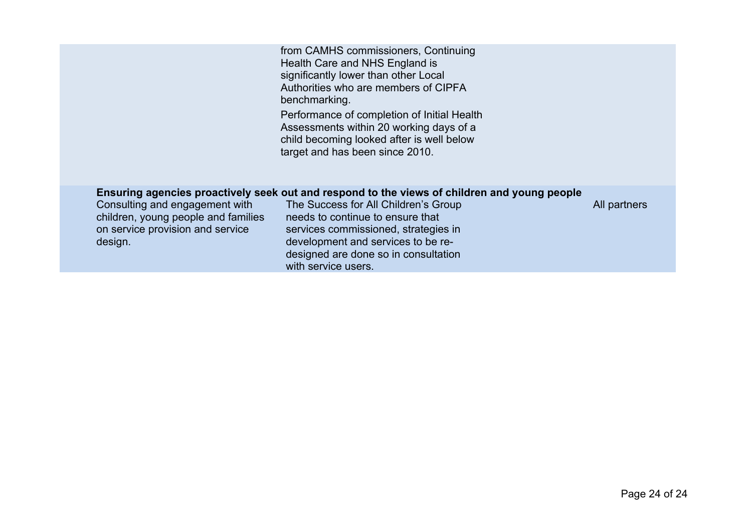| | | | |
|---|---|---|---|
| | from CAMHS commissioners, Continuing Health Care and NHS England is significantly lower than other Local Authorities who are members of CIPFA benchmarking.<br><br>Performance of completion of Initial Health Assessments within 20 working days of a child becoming looked after is well below target and has been since 2010. | | |
| **Ensuring agencies proactively seek out and respond to the views of children and young people** | | | |
| Consulting and engagement with children, young people and families on service provision and service design. | The Success for All Children's Group needs to continue to ensure that services commissioned, strategies in development and services to be re-designed are done so in consultation with service users. | | All partners |